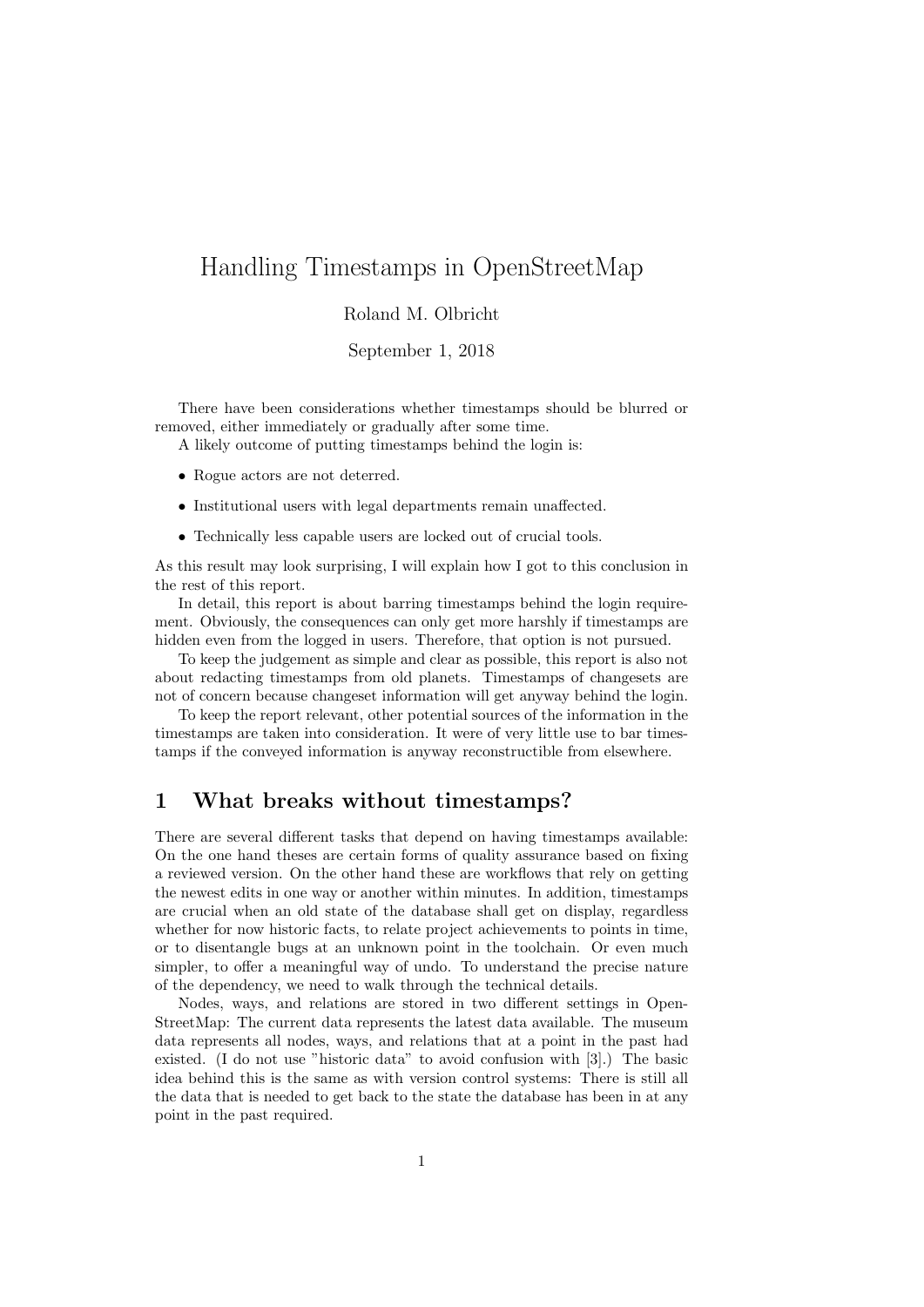# Handling Timestamps in OpenStreetMap

Roland M. Olbricht

September 1, 2018

There have been considerations whether timestamps should be blurred or removed, either immediately or gradually after some time.

A likely outcome of putting timestamps behind the login is:

- Rogue actors are not deterred.
- Institutional users with legal departments remain unaffected.
- Technically less capable users are locked out of crucial tools.

As this result may look surprising, I will explain how I got to this conclusion in the rest of this report.

In detail, this report is about barring timestamps behind the login requirement. Obviously, the consequences can only get more harshly if timestamps are hidden even from the logged in users. Therefore, that option is not pursued.

To keep the judgement as simple and clear as possible, this report is also not about redacting timestamps from old planets. Timestamps of changesets are not of concern because changeset information will get anyway behind the login.

To keep the report relevant, other potential sources of the information in the timestamps are taken into consideration. It were of very little use to bar timestamps if the conveyed information is anyway reconstructible from elsewhere.

## 1 What breaks without timestamps?

There are several different tasks that depend on having timestamps available: On the one hand theses are certain forms of quality assurance based on fixing a reviewed version. On the other hand these are workflows that rely on getting the newest edits in one way or another within minutes. In addition, timestamps are crucial when an old state of the database shall get on display, regardless whether for now historic facts, to relate project achievements to points in time, or to disentangle bugs at an unknown point in the toolchain. Or even much simpler, to offer a meaningful way of undo. To understand the precise nature of the dependency, we need to walk through the technical details.

Nodes, ways, and relations are stored in two different settings in OpenStreetMap: The current data represents the latest data available. The museum data represents all nodes, ways, and relations that at a point in the past had existed. (I do not use "historic data" to avoid confusion with [3].) The basic idea behind this is the same as with version control systems: There is still all the data that is needed to get back to the state the database has been in at any point in the past required.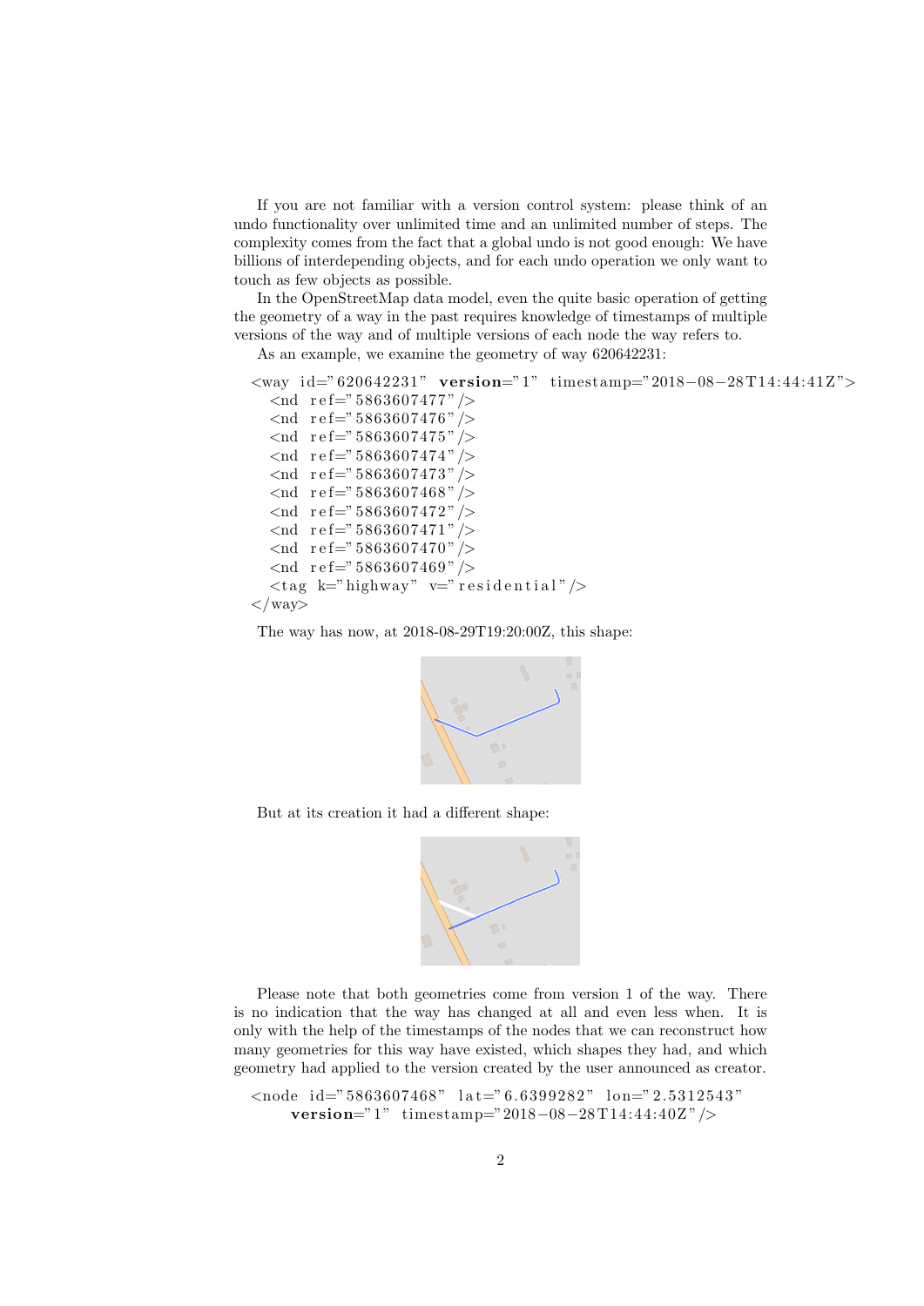If you are not familiar with a version control system: please think of an undo functionality over unlimited time and an unlimited number of steps. The complexity comes from the fact that a global undo is not good enough: We have billions of interdepending objects, and for each undo operation we only want to touch as few objects as possible.

In the OpenStreetMap data model, even the quite basic operation of getting the geometry of a way in the past requires knowledge of timestamps of multiple versions of the way and of multiple versions of each node the way refers to.

As an example, we examine the geometry of way 620642231:

```
<way id="620642231" version="1" timestamp="2018-08-28T14:44:41Z">
  <nd ref="5863607477"/>
  <nd ref="5863607476"/>
  <nd ref="5863607475"/>
  <nd ref="5863607474"/>
  <nd ref="5863607473"/>
  <nd ref="5863607468"/>
  <nd ref="5863607472"/>
  <nd ref="5863607471"/>
  <nd ref="5863607470"/>
  <nd ref="5863607469"/>
  <tag k="highway" v="residential"/>
</way>
```

The way has now, at 2018-08-29T19:20:00Z, this shape:

But at its creation it had a different shape:

Please note that both geometries come from version 1 of the way. There is no indication that the way has changed at all and even less when. It is only with the help of the timestamps of the nodes that we can reconstruct how many geometries for this way have existed, which shapes they had, and which geometry had applied to the version created by the user announced as creator.

```
<node id="5863607468" lat="6.6399282" lon="2.5312543"
    version="1" timestamp="2018-08-28T14:44:40Z"/>
```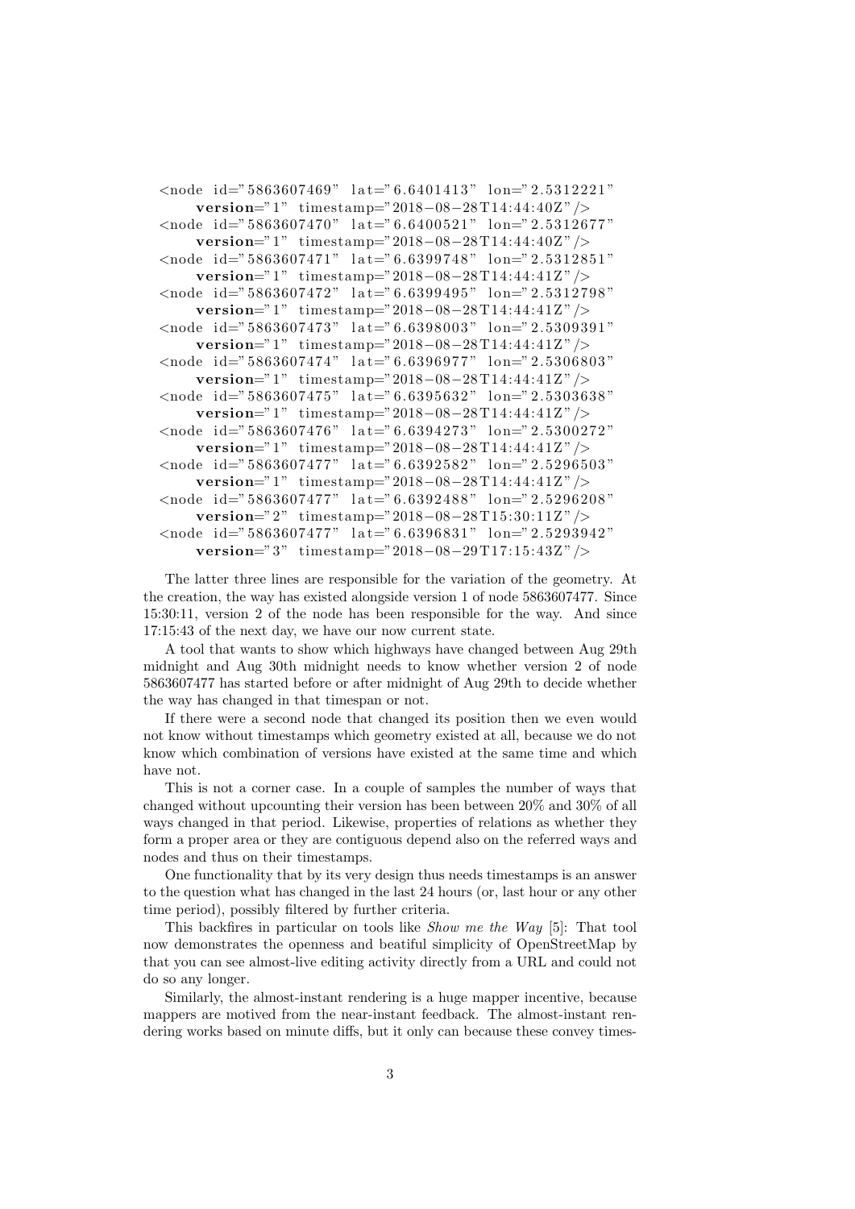```
<node id="5863607469" lat="6.6401413" lon="2.5312221"
    version="1" timestamp="2018-08-28T14:44:40Z"/>
<node id="5863607470" lat="6.6400521" lon="2.5312677"
    version="1" timestamp="2018-08-28T14:44:40Z"/>
<node id="5863607471" lat="6.6399748" lon="2.5312851"
    version="1" timestamp="2018-08-28T14:44:41Z"/>
<node id="5863607472" lat="6.6399495" lon="2.5312798"
    version="1" timestamp="2018-08-28T14:44:41Z"/>
<node id="5863607473" lat="6.6398003" lon="2.5309391"
    version="1" timestamp="2018-08-28T14:44:41Z"/>
<node id="5863607474" lat="6.6396977" lon="2.5306803"
    version="1" timestamp="2018-08-28T14:44:41Z"/>
<node id="5863607475" lat="6.6395632" lon="2.5303638"
    version="1" timestamp="2018-08-28T14:44:41Z"/>
<node id="5863607476" lat="6.6394273" lon="2.5300272"
    version="1" timestamp="2018-08-28T14:44:41Z"/>
<node id="5863607477" lat="6.6392582" lon="2.5296503"
    version="1" timestamp="2018-08-28T14:44:41Z"/>
<node id="5863607477" lat="6.6392488" lon="2.5296208"
    version="2" timestamp="2018-08-28T15:30:11Z"/>
<node id="5863607477" lat="6.6396831" lon="2.5293942"
    version="3" timestamp="2018-08-29T17:15:43Z"/>
```

The latter three lines are responsible for the variation of the geometry. At the creation, the way has existed alongside version 1 of node 5863607477. Since 15:30:11, version 2 of the node has been responsible for the way. And since 17:15:43 of the next day, we have our now current state.

A tool that wants to show which highways have changed between Aug 29th midnight and Aug 30th midnight needs to know whether version 2 of node 5863607477 has started before or after midnight of Aug 29th to decide whether the way has changed in that timespan or not.

If there were a second node that changed its position then we even would not know without timestamps which geometry existed at all, because we do not know which combination of versions have existed at the same time and which have not.

This is not a corner case. In a couple of samples the number of ways that changed without upcounting their version has been between 20% and 30% of all ways changed in that period. Likewise, properties of relations as whether they form a proper area or they are contiguous depend also on the referred ways and nodes and thus on their timestamps.

One functionality that by its very design thus needs timestamps is an answer to the question what has changed in the last 24 hours (or, last hour or any other time period), possibly filtered by further criteria.

This backfires in particular on tools like *Show me the Way* [5]: That tool now demonstrates the openness and beatiful simplicity of OpenStreetMap by that you can see almost-live editing activity directly from a URL and could not do so any longer.

Similarly, the almost-instant rendering is a huge mapper incentive, because mappers are motived from the near-instant feedback. The almost-instant rendering works based on minute diffs, but it only can because these convey times-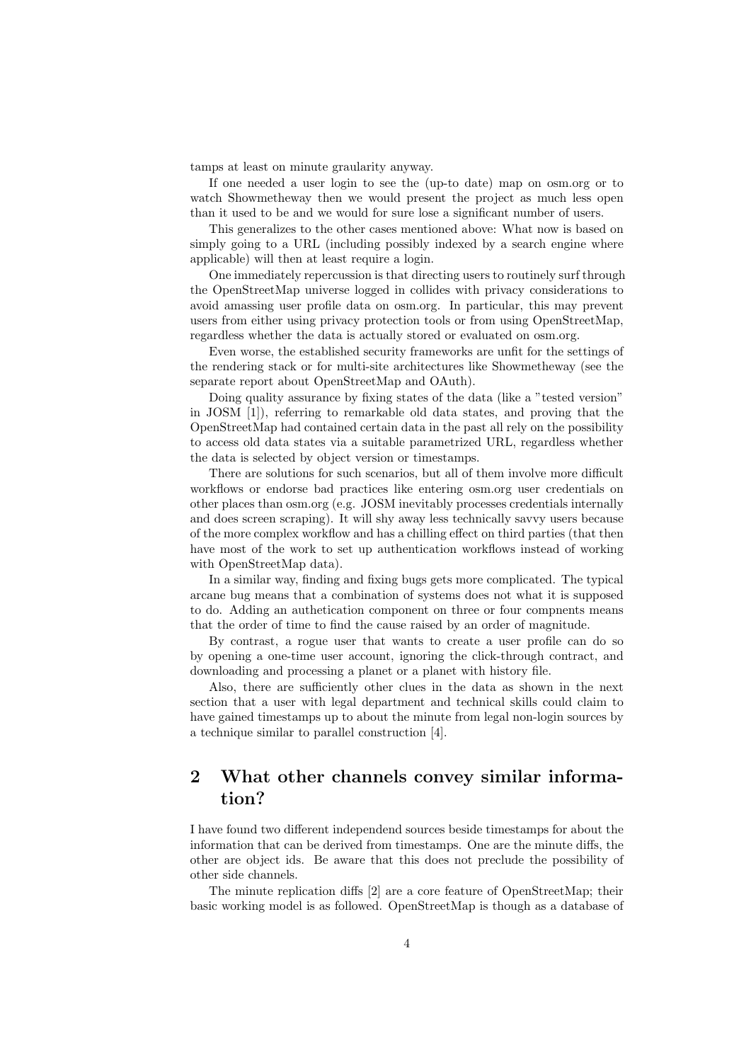tamps at least on minute graularity anyway.

If one needed a user login to see the (up-to date) map on osm.org or to watch Showmetheway then we would present the project as much less open than it used to be and we would for sure lose a significant number of users.

This generalizes to the other cases mentioned above: What now is based on simply going to a URL (including possibly indexed by a search engine where applicable) will then at least require a login.

One immediately repercussion is that directing users to routinely surf through the OpenStreetMap universe logged in collides with privacy considerations to avoid amassing user profile data on osm.org. In particular, this may prevent users from either using privacy protection tools or from using OpenStreetMap, regardless whether the data is actually stored or evaluated on osm.org.

Even worse, the established security frameworks are unfit for the settings of the rendering stack or for multi-site architectures like Showmetheway (see the separate report about OpenStreetMap and OAuth).

Doing quality assurance by fixing states of the data (like a "tested version" in JOSM [1]), referring to remarkable old data states, and proving that the OpenStreetMap had contained certain data in the past all rely on the possibility to access old data states via a suitable parametrized URL, regardless whether the data is selected by object version or timestamps.

There are solutions for such scenarios, but all of them involve more difficult workflows or endorse bad practices like entering osm.org user credentials on other places than osm.org (e.g. JOSM inevitably processes credentials internally and does screen scraping). It will shy away less technically savvy users because of the more complex workflow and has a chilling effect on third parties (that then have most of the work to set up authentication workflows instead of working with OpenStreetMap data).

In a similar way, finding and fixing bugs gets more complicated. The typical arcane bug means that a combination of systems does not what it is supposed to do. Adding an authetication component on three or four compnents means that the order of time to find the cause raised by an order of magnitude.

By contrast, a rogue user that wants to create a user profile can do so by opening a one-time user account, ignoring the click-through contract, and downloading and processing a planet or a planet with history file.

Also, there are sufficiently other clues in the data as shown in the next section that a user with legal department and technical skills could claim to have gained timestamps up to about the minute from legal non-login sources by a technique similar to parallel construction [4].

## 2 What other channels convey similar information?

I have found two different independend sources beside timestamps for about the information that can be derived from timestamps. One are the minute diffs, the other are object ids. Be aware that this does not preclude the possibility of other side channels.

The minute replication diffs [2] are a core feature of OpenStreetMap; their basic working model is as followed. OpenStreetMap is though as a database of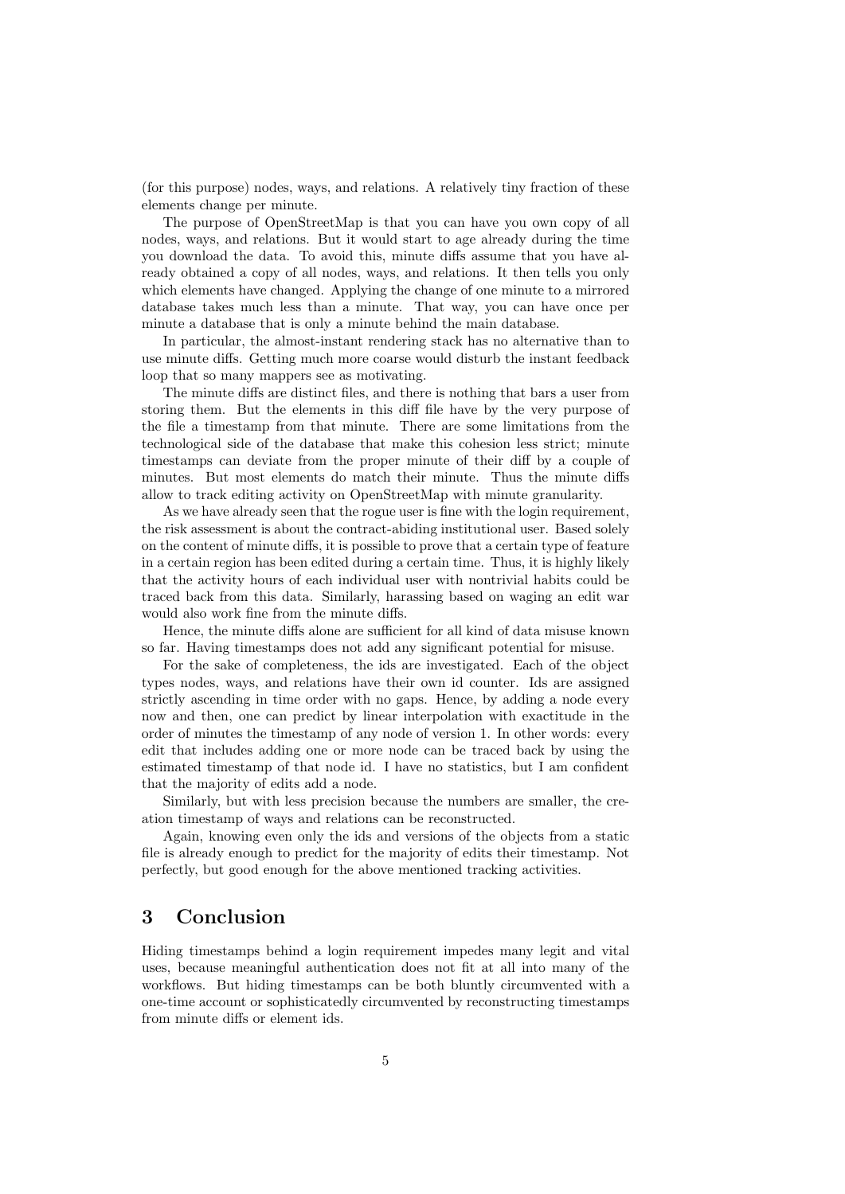(for this purpose) nodes, ways, and relations. A relatively tiny fraction of these elements change per minute.

The purpose of OpenStreetMap is that you can have you own copy of all nodes, ways, and relations. But it would start to age already during the time you download the data. To avoid this, minute diffs assume that you have already obtained a copy of all nodes, ways, and relations. It then tells you only which elements have changed. Applying the change of one minute to a mirrored database takes much less than a minute. That way, you can have once per minute a database that is only a minute behind the main database.

In particular, the almost-instant rendering stack has no alternative than to use minute diffs. Getting much more coarse would disturb the instant feedback loop that so many mappers see as motivating.

The minute diffs are distinct files, and there is nothing that bars a user from storing them. But the elements in this diff file have by the very purpose of the file a timestamp from that minute. There are some limitations from the technological side of the database that make this cohesion less strict; minute timestamps can deviate from the proper minute of their diff by a couple of minutes. But most elements do match their minute. Thus the minute diffs allow to track editing activity on OpenStreetMap with minute granularity.

As we have already seen that the rogue user is fine with the login requirement, the risk assessment is about the contract-abiding institutional user. Based solely on the content of minute diffs, it is possible to prove that a certain type of feature in a certain region has been edited during a certain time. Thus, it is highly likely that the activity hours of each individual user with nontrivial habits could be traced back from this data. Similarly, harassing based on waging an edit war would also work fine from the minute diffs.

Hence, the minute diffs alone are sufficient for all kind of data misuse known so far. Having timestamps does not add any significant potential for misuse.

For the sake of completeness, the ids are investigated. Each of the object types nodes, ways, and relations have their own id counter. Ids are assigned strictly ascending in time order with no gaps. Hence, by adding a node every now and then, one can predict by linear interpolation with exactitude in the order of minutes the timestamp of any node of version 1. In other words: every edit that includes adding one or more node can be traced back by using the estimated timestamp of that node id. I have no statistics, but I am confident that the majority of edits add a node.

Similarly, but with less precision because the numbers are smaller, the creation timestamp of ways and relations can be reconstructed.

Again, knowing even only the ids and versions of the objects from a static file is already enough to predict for the majority of edits their timestamp. Not perfectly, but good enough for the above mentioned tracking activities.

# 3 Conclusion

Hiding timestamps behind a login requirement impedes many legit and vital uses, because meaningful authentication does not fit at all into many of the workflows. But hiding timestamps can be both bluntly circumvented with a one-time account or sophisticatedly circumvented by reconstructing timestamps from minute diffs or element ids.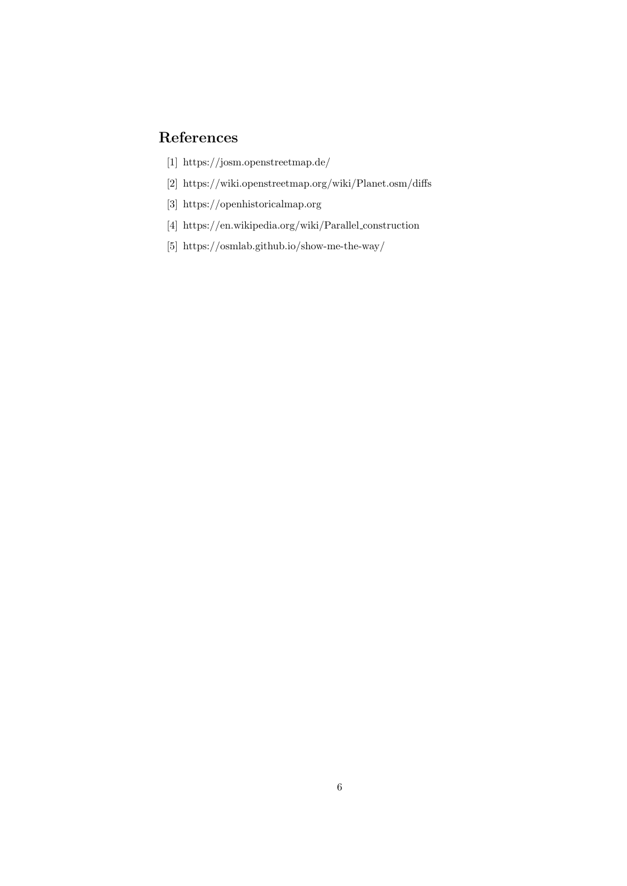## References

[1] https://josm.openstreetmap.de/

[2] https://wiki.openstreetmap.org/wiki/Planet.osm/diffs

[3] https://openhistoricalmap.org

[4] https://en.wikipedia.org/wiki/Parallel_construction

[5] https://osmlab.github.io/show-me-the-way/